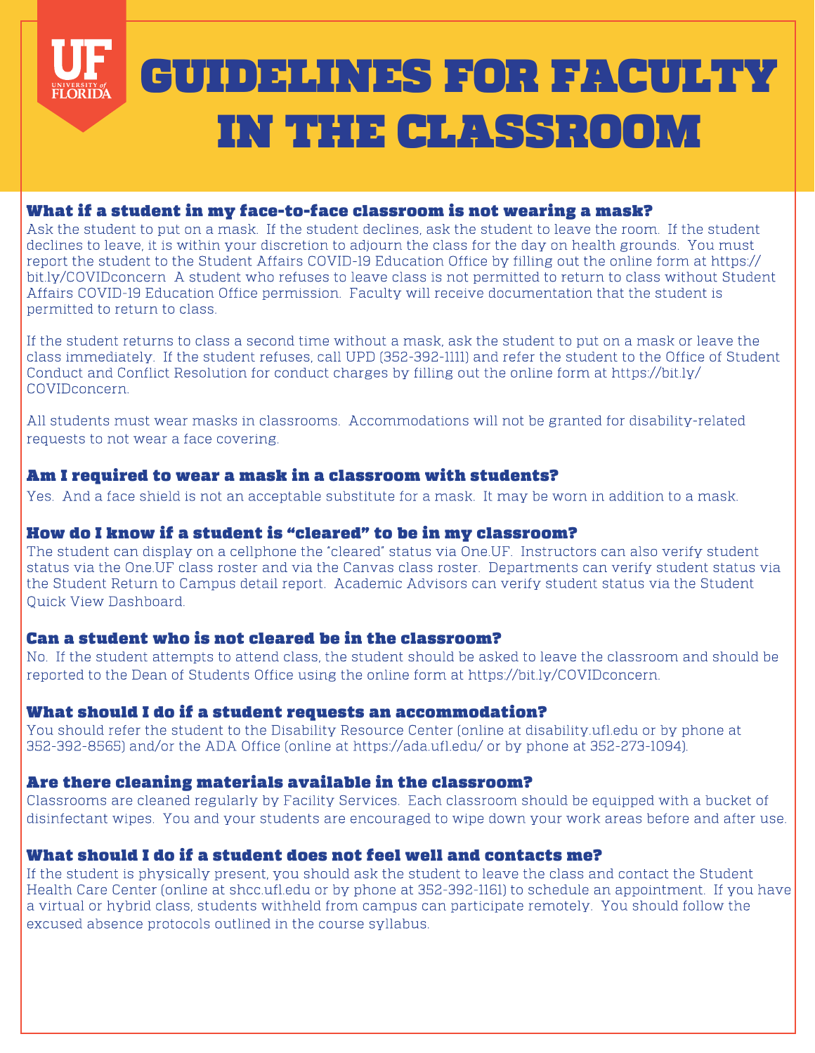# GUIDELINES FOR FACULTY IN THE CLASSROOM

### What if a student in my face-to-face classroom is not wearing a mask?

Ask the student to put on a mask. If the student declines, ask the student to leave the room. If the student declines to leave, it is within your discretion to adjourn the class for the day on health grounds. You must report the student to the Student Affairs COVID-19 Education Office by filling out the online form at https://bit.ly/COVIDconcern A student who refuses to leave class is not permitted to return to class without Student Affairs COVID-19 Education Office permission. Faculty will receive documentation that the student is permitted to return to class.

If the student returns to class a second time without a mask, ask the student to put on a mask or leave the class immediately. If the student refuses, call UPD (352-392-1111) and refer the student to the Office of Student Conduct and Conflict Resolution for conduct charges by filling out the online form at https://bit.ly/COVIDconcern.

All students must wear masks in classrooms. Accommodations will not be granted for disability-related requests to not wear a face covering.

### Am I required to wear a mask in a classroom with students?

Yes. And a face shield is not an acceptable substitute for a mask. It may be worn in addition to a mask.

### How do I know if a student is "cleared" to be in my classroom?

The student can display on a cellphone the "cleared" status via One.UF. Instructors can also verify student status via the One.UF class roster and via the Canvas class roster. Departments can verify student status via the Student Return to Campus detail report. Academic Advisors can verify student status via the Student Quick View Dashboard.

### Can a student who is not cleared be in the classroom?

No. If the student attempts to attend class, the student should be asked to leave the classroom and should be reported to the Dean of Students Office using the online form at https://bit.ly/COVIDconcern.

### What should I do if a student requests an accommodation?

You should refer the student to the Disability Resource Center (online at disability.ufl.edu or by phone at 352-392-8565) and/or the ADA Office (online at https://ada.ufl.edu/ or by phone at 352-273-1094).

### Are there cleaning materials available in the classroom?

Classrooms are cleaned regularly by Facility Services. Each classroom should be equipped with a bucket of disinfectant wipes. You and your students are encouraged to wipe down your work areas before and after use.

### What should I do if a student does not feel well and contacts me?

If the student is physically present, you should ask the student to leave the class and contact the Student Health Care Center (online at shcc.ufl.edu or by phone at 352-392-1161) to schedule an appointment. If you have a virtual or hybrid class, students withheld from campus can participate remotely. You should follow the excused absence protocols outlined in the course syllabus.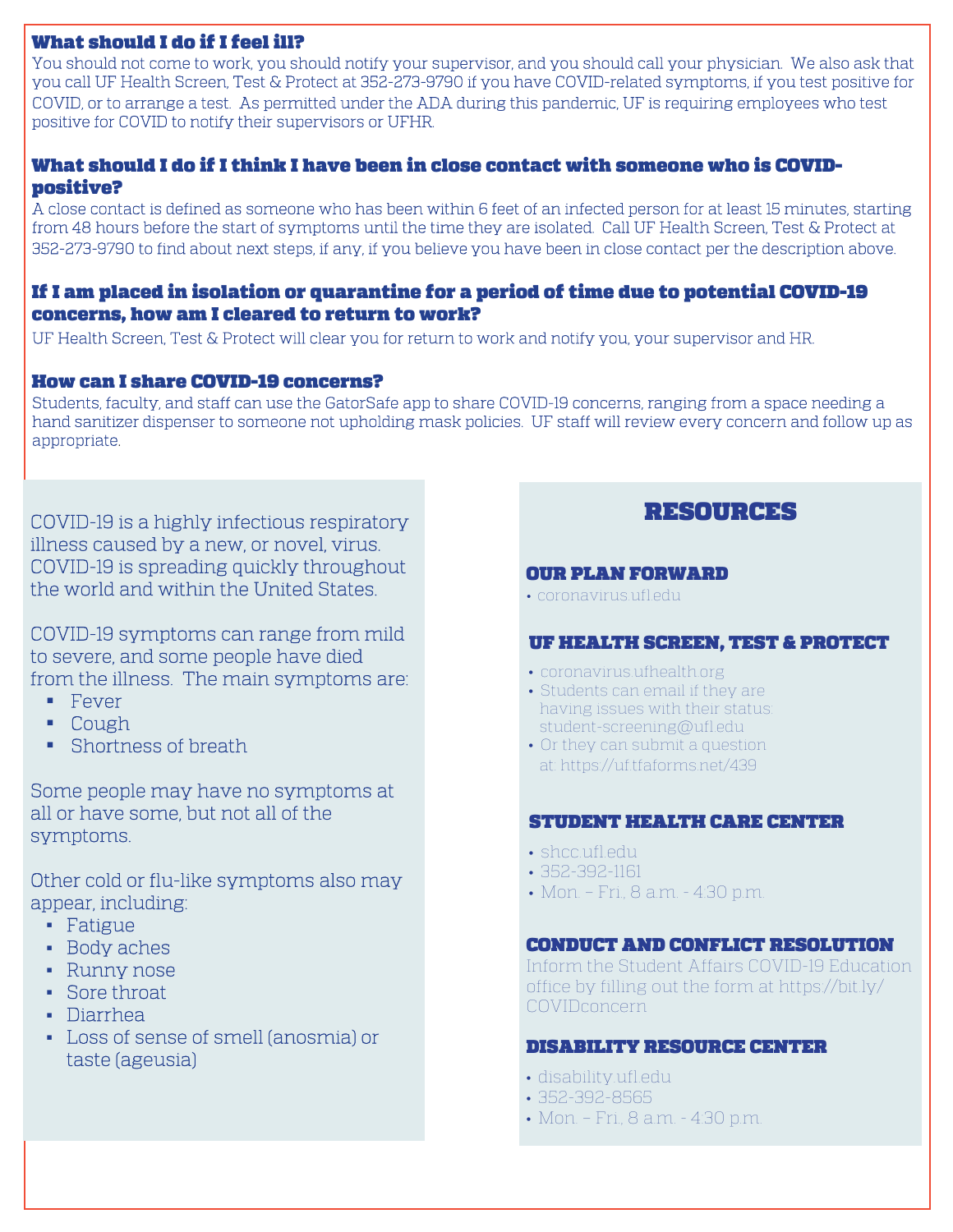### What should I do if I feel ill?

You should not come to work, you should notify your supervisor, and you should call your physician. We also ask that you call UF Health Screen, Test & Protect at 352-273-9790 if you have COVID-related symptoms, if you test positive for COVID, or to arrange a test. As permitted under the ADA during this pandemic, UF is requiring employees who test positive for COVID to notify their supervisors or UFHR.

### What should I do if I think I have been in close contact with someone who is COVID-positive?

A close contact is defined as someone who has been within 6 feet of an infected person for at least 15 minutes, starting from 48 hours before the start of symptoms until the time they are isolated. Call UF Health Screen, Test & Protect at 352-273-9790 to find about next steps, if any, if you believe you have been in close contact per the description above.

### If I am placed in isolation or quarantine for a period of time due to potential COVID-19 concerns, how am I cleared to return to work?

UF Health Screen, Test & Protect will clear you for return to work and notify you, your supervisor and HR.

### How can I share COVID-19 concerns?

Students, faculty, and staff can use the GatorSafe app to share COVID-19 concerns, ranging from a space needing a hand sanitizer dispenser to someone not upholding mask policies. UF staff will review every concern and follow up as appropriate.

COVID-19 is a highly infectious respiratory illness caused by a new, or novel, virus. COVID-19 is spreading quickly throughout the world and within the United States.

COVID-19 symptoms can range from mild to severe, and some people have died from the illness. The main symptoms are:

- Fever
- Cough
- Shortness of breath

Some people may have no symptoms at all or have some, but not all of the symptoms.

Other cold or flu-like symptoms also may appear, including:

- Fatigue
- Body aches
- Runny nose
- Sore throat
- Diarrhea
- Loss of sense of smell (anosmia) or taste (ageusia)

## RESOURCES

### OUR PLAN FORWARD

- coronavirus.ufl.edu

### UF HEALTH SCREEN, TEST & PROTECT

- coronavirus.ufhealth.org
- Students can email if they are having issues with their status: student-screening@ufl.edu
- Or they can submit a question at: https://uf.tfaforms.net/439

### STUDENT HEALTH CARE CENTER

- shcc.ufl.edu
- 352-392-1161
- Mon. – Fri., 8 a.m. - 4:30 p.m.

### CONDUCT AND CONFLICT RESOLUTION

Inform the Student Affairs COVID-19 Education office by filling out the form at https://bit.ly/COVIDconcern

### DISABILITY RESOURCE CENTER

- disability.ufl.edu
- 352-392-8565
- Mon. – Fri., 8 a.m. - 4:30 p.m.